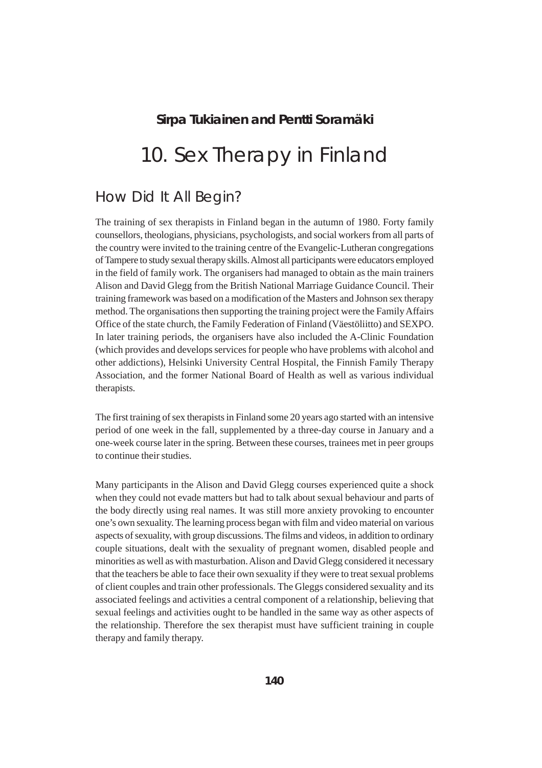**Sirpa Tukiainen and Pentti Soramäki**

# 10. Sex Therapy in Finland

## How Did It All Begin?

The training of sex therapists in Finland began in the autumn of 1980. Forty family counsellors, theologians, physicians, psychologists, and social workers from all parts of the country were invited to the training centre of the Evangelic-Lutheran congregations of Tampere to study sexual therapy skills. Almost all participants were educators employed in the field of family work. The organisers had managed to obtain as the main trainers Alison and David Glegg from the British National Marriage Guidance Council. Their training framework was based on a modification of the Masters and Johnson sex therapy method. The organisations then supporting the training project were the Family Affairs Office of the state church, the Family Federation of Finland (Väestöliitto) and SEXPO. In later training periods, the organisers have also included the A-Clinic Foundation (which provides and develops services for people who have problems with alcohol and other addictions), Helsinki University Central Hospital, the Finnish Family Therapy Association, and the former National Board of Health as well as various individual therapists.

The first training of sex therapists in Finland some 20 years ago started with an intensive period of one week in the fall, supplemented by a three-day course in January and a one-week course later in the spring. Between these courses, trainees met in peer groups to continue their studies.

Many participants in the Alison and David Glegg courses experienced quite a shock when they could not evade matters but had to talk about sexual behaviour and parts of the body directly using real names. It was still more anxiety provoking to encounter one's own sexuality. The learning process began with film and video material on various aspects of sexuality, with group discussions. The films and videos, in addition to ordinary couple situations, dealt with the sexuality of pregnant women, disabled people and minorities as well as with masturbation. Alison and David Glegg considered it necessary that the teachers be able to face their own sexuality if they were to treat sexual problems of client couples and train other professionals. The Gleggs considered sexuality and its associated feelings and activities a central component of a relationship, believing that sexual feelings and activities ought to be handled in the same way as other aspects of the relationship. Therefore the sex therapist must have sufficient training in couple therapy and family therapy.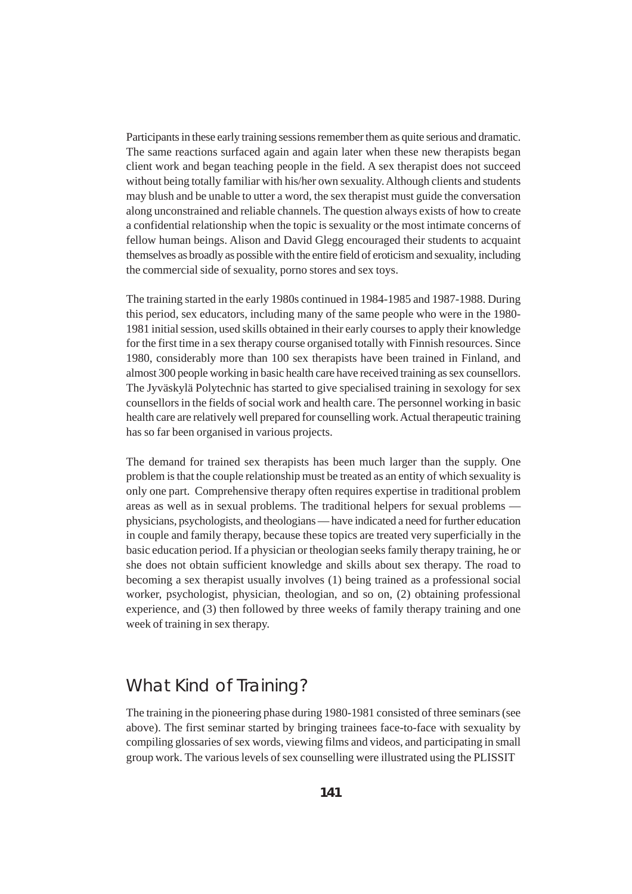Participants in these early training sessions remember them as quite serious and dramatic. The same reactions surfaced again and again later when these new therapists began client work and began teaching people in the field. A sex therapist does not succeed without being totally familiar with his/her own sexuality. Although clients and students may blush and be unable to utter a word, the sex therapist must guide the conversation along unconstrained and reliable channels. The question always exists of how to create a confidential relationship when the topic is sexuality or the most intimate concerns of fellow human beings. Alison and David Glegg encouraged their students to acquaint themselves as broadly as possible with the entire field of eroticism and sexuality, including the commercial side of sexuality, porno stores and sex toys.

The training started in the early 1980s continued in 1984-1985 and 1987-1988. During this period, sex educators, including many of the same people who were in the 1980-1981 initial session, used skills obtained in their early courses to apply their knowledge for the first time in a sex therapy course organised totally with Finnish resources. Since 1980, considerably more than 100 sex therapists have been trained in Finland, and almost 300 people working in basic health care have received training as sex counsellors. The Jyväskylä Polytechnic has started to give specialised training in sexology for sex counsellors in the fields of social work and health care. The personnel working in basic health care are relatively well prepared for counselling work. Actual therapeutic training has so far been organised in various projects.

The demand for trained sex therapists has been much larger than the supply. One problem is that the couple relationship must be treated as an entity of which sexuality is only one part. Comprehensive therapy often requires expertise in traditional problem areas as well as in sexual problems. The traditional helpers for sexual problems — physicians, psychologists, and theologians — have indicated a need for further education in couple and family therapy, because these topics are treated very superficially in the basic education period. If a physician or theologian seeks family therapy training, he or she does not obtain sufficient knowledge and skills about sex therapy. The road to becoming a sex therapist usually involves (1) being trained as a professional social worker, psychologist, physician, theologian, and so on, (2) obtaining professional experience, and (3) then followed by three weeks of family therapy training and one week of training in sex therapy.

## What Kind of Training?

The training in the pioneering phase during 1980-1981 consisted of three seminars (see above). The first seminar started by bringing trainees face-to-face with sexuality by compiling glossaries of sex words, viewing films and videos, and participating in small group work. The various levels of sex counselling were illustrated using the PLISSIT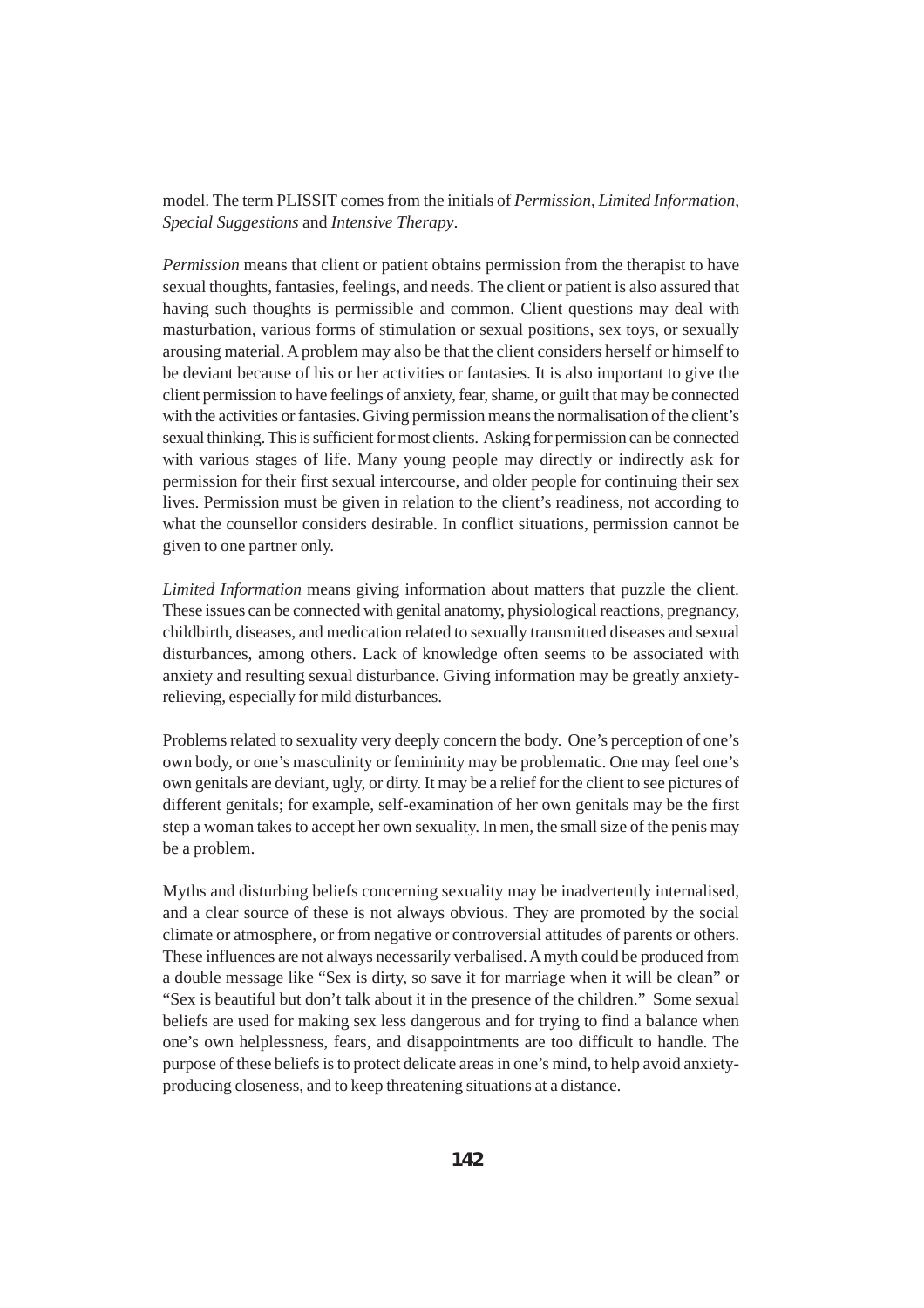model. The term PLISSIT comes from the initials of *Permission*, *Limited Information*, *Special Suggestions* and *Intensive Therapy*.

*Permission* means that client or patient obtains permission from the therapist to have sexual thoughts, fantasies, feelings, and needs. The client or patient is also assured that having such thoughts is permissible and common. Client questions may deal with masturbation, various forms of stimulation or sexual positions, sex toys, or sexually arousing material. A problem may also be that the client considers herself or himself to be deviant because of his or her activities or fantasies. It is also important to give the client permission to have feelings of anxiety, fear, shame, or guilt that may be connected with the activities or fantasies. Giving permission means the normalisation of the client's sexual thinking. This is sufficient for most clients. Asking for permission can be connected with various stages of life. Many young people may directly or indirectly ask for permission for their first sexual intercourse, and older people for continuing their sex lives. Permission must be given in relation to the client's readiness, not according to what the counsellor considers desirable. In conflict situations, permission cannot be given to one partner only.

*Limited Information* means giving information about matters that puzzle the client. These issues can be connected with genital anatomy, physiological reactions, pregnancy, childbirth, diseases, and medication related to sexually transmitted diseases and sexual disturbances, among others. Lack of knowledge often seems to be associated with anxiety and resulting sexual disturbance. Giving information may be greatly anxiety-relieving, especially for mild disturbances.

Problems related to sexuality very deeply concern the body. One's perception of one's own body, or one's masculinity or femininity may be problematic. One may feel one's own genitals are deviant, ugly, or dirty. It may be a relief for the client to see pictures of different genitals; for example, self-examination of her own genitals may be the first step a woman takes to accept her own sexuality. In men, the small size of the penis may be a problem.

Myths and disturbing beliefs concerning sexuality may be inadvertently internalised, and a clear source of these is not always obvious. They are promoted by the social climate or atmosphere, or from negative or controversial attitudes of parents or others. These influences are not always necessarily verbalised. A myth could be produced from a double message like "Sex is dirty, so save it for marriage when it will be clean" or "Sex is beautiful but don't talk about it in the presence of the children." Some sexual beliefs are used for making sex less dangerous and for trying to find a balance when one's own helplessness, fears, and disappointments are too difficult to handle. The purpose of these beliefs is to protect delicate areas in one's mind, to help avoid anxiety-producing closeness, and to keep threatening situations at a distance.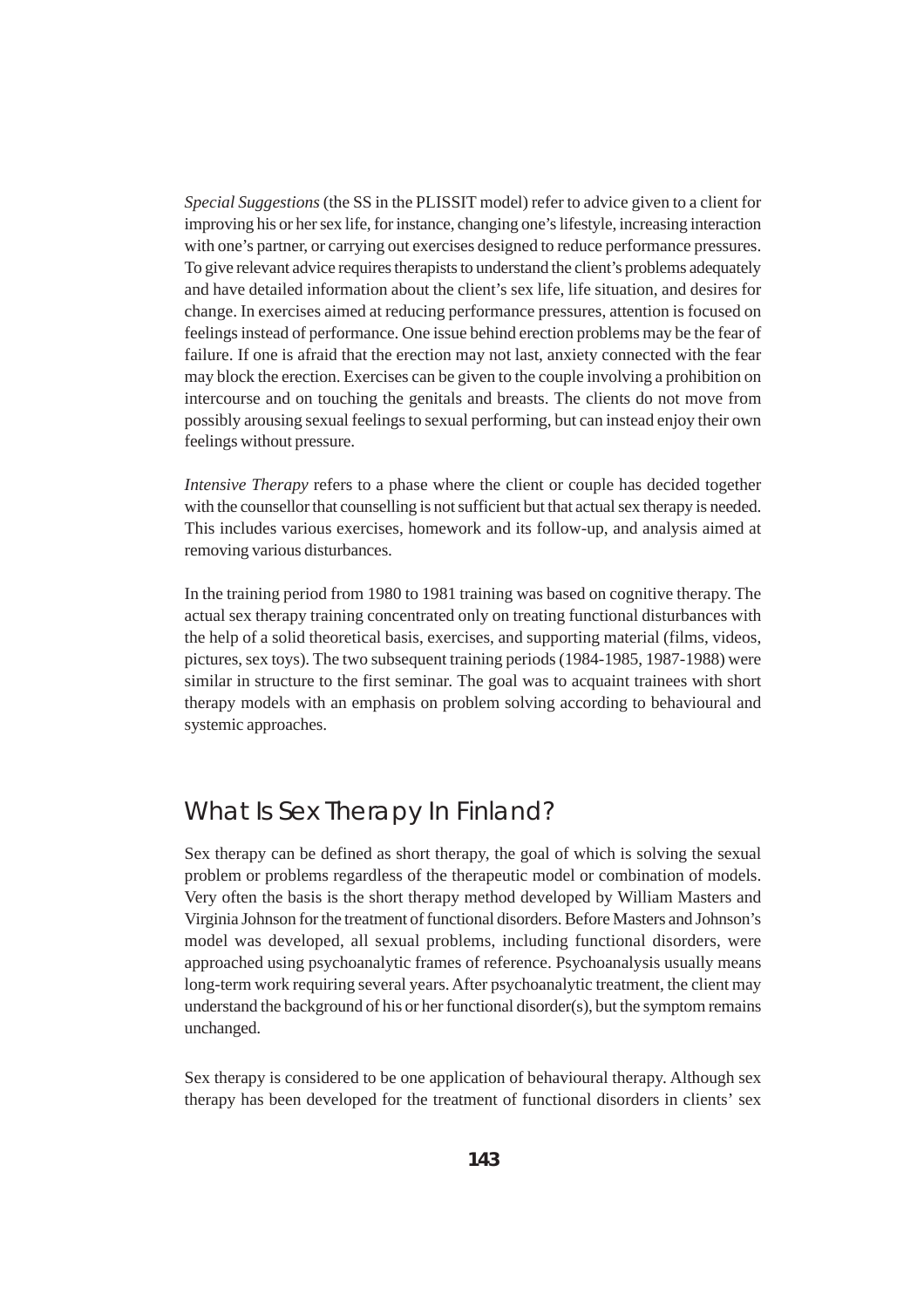*Special Suggestions* (the SS in the PLISSIT model) refer to advice given to a client for improving his or her sex life, for instance, changing one's lifestyle, increasing interaction with one's partner, or carrying out exercises designed to reduce performance pressures. To give relevant advice requires therapists to understand the client's problems adequately and have detailed information about the client's sex life, life situation, and desires for change. In exercises aimed at reducing performance pressures, attention is focused on feelings instead of performance. One issue behind erection problems may be the fear of failure. If one is afraid that the erection may not last, anxiety connected with the fear may block the erection. Exercises can be given to the couple involving a prohibition on intercourse and on touching the genitals and breasts. The clients do not move from possibly arousing sexual feelings to sexual performing, but can instead enjoy their own feelings without pressure.

*Intensive Therapy* refers to a phase where the client or couple has decided together with the counsellor that counselling is not sufficient but that actual sex therapy is needed. This includes various exercises, homework and its follow-up, and analysis aimed at removing various disturbances.

In the training period from 1980 to 1981 training was based on cognitive therapy. The actual sex therapy training concentrated only on treating functional disturbances with the help of a solid theoretical basis, exercises, and supporting material (films, videos, pictures, sex toys). The two subsequent training periods (1984-1985, 1987-1988) were similar in structure to the first seminar. The goal was to acquaint trainees with short therapy models with an emphasis on problem solving according to behavioural and systemic approaches.

## What Is Sex Therapy In Finland?

Sex therapy can be defined as short therapy, the goal of which is solving the sexual problem or problems regardless of the therapeutic model or combination of models. Very often the basis is the short therapy method developed by William Masters and Virginia Johnson for the treatment of functional disorders. Before Masters and Johnson's model was developed, all sexual problems, including functional disorders, were approached using psychoanalytic frames of reference. Psychoanalysis usually means long-term work requiring several years. After psychoanalytic treatment, the client may understand the background of his or her functional disorder(s), but the symptom remains unchanged.

Sex therapy is considered to be one application of behavioural therapy. Although sex therapy has been developed for the treatment of functional disorders in clients' sex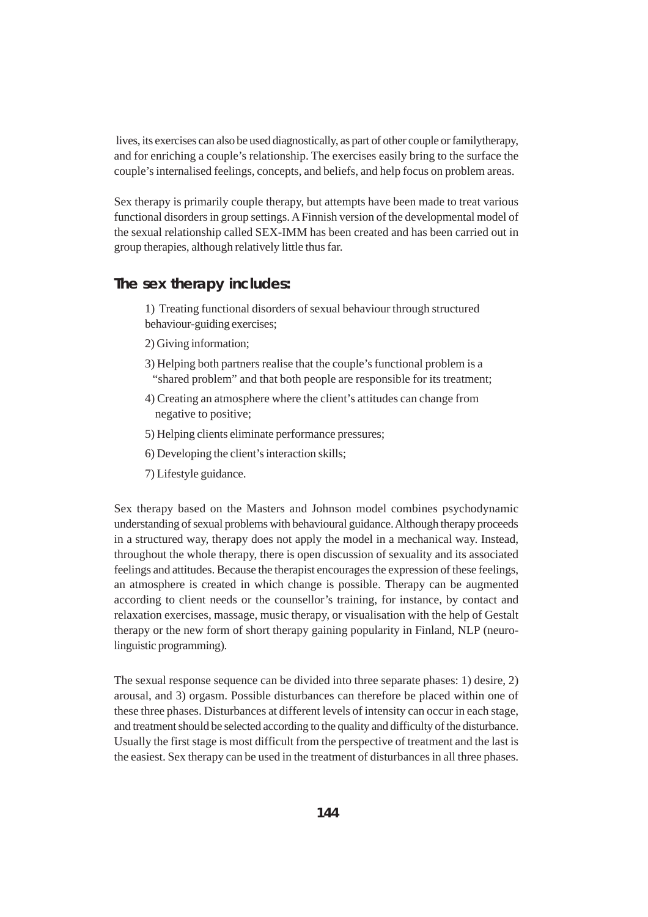lives, its exercises can also be used diagnostically, as part of other couple or familytherapy, and for enriching a couple's relationship. The exercises easily bring to the surface the couple's internalised feelings, concepts, and beliefs, and help focus on problem areas.

Sex therapy is primarily couple therapy, but attempts have been made to treat various functional disorders in group settings. A Finnish version of the developmental model of the sexual relationship called SEX-IMM has been created and has been carried out in group therapies, although relatively little thus far.

## The sex therapy includes:

1) Treating functional disorders of sexual behaviour through structured behaviour-guiding exercises;

2) Giving information;

3) Helping both partners realise that the couple's functional problem is a "shared problem" and that both people are responsible for its treatment;

4) Creating an atmosphere where the client's attitudes can change from negative to positive;

5) Helping clients eliminate performance pressures;

6) Developing the client's interaction skills;

7) Lifestyle guidance.

Sex therapy based on the Masters and Johnson model combines psychodynamic understanding of sexual problems with behavioural guidance. Although therapy proceeds in a structured way, therapy does not apply the model in a mechanical way. Instead, throughout the whole therapy, there is open discussion of sexuality and its associated feelings and attitudes. Because the therapist encourages the expression of these feelings, an atmosphere is created in which change is possible. Therapy can be augmented according to client needs or the counsellor's training, for instance, by contact and relaxation exercises, massage, music therapy, or visualisation with the help of Gestalt therapy or the new form of short therapy gaining popularity in Finland, NLP (neuro-linguistic programming).

The sexual response sequence can be divided into three separate phases: 1) desire, 2) arousal, and 3) orgasm. Possible disturbances can therefore be placed within one of these three phases. Disturbances at different levels of intensity can occur in each stage, and treatment should be selected according to the quality and difficulty of the disturbance. Usually the first stage is most difficult from the perspective of treatment and the last is the easiest. Sex therapy can be used in the treatment of disturbances in all three phases.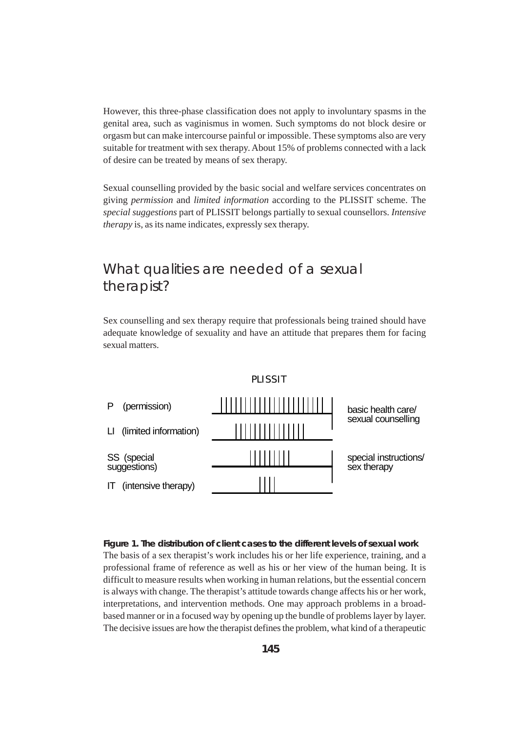However, this three-phase classification does not apply to involuntary spasms in the genital area, such as vaginismus in women. Such symptoms do not block desire or orgasm but can make intercourse painful or impossible. These symptoms also are very suitable for treatment with sex therapy. About 15% of problems connected with a lack of desire can be treated by means of sex therapy.

Sexual counselling provided by the basic social and welfare services concentrates on giving *permission* and *limited information* according to the PLISSIT scheme. The *special suggestions* part of PLISSIT belongs partially to sexual counsellors. *Intensive therapy* is, as its name indicates, expressly sex therapy.

## What qualities are needed of a sexual therapist?

Sex counselling and sex therapy require that professionals being trained should have adequate knowledge of sexuality and have an attitude that prepares them for facing sexual matters.

PLISSIT

P (permission)

LI (limited information)

SS (special suggestions)

IT (intensive therapy)

basic health care/ sexual counselling

special instructions/ sex therapy

**Figure 1. The distribution of client cases to the different levels of sexual work**

The basis of a sex therapist's work includes his or her life experience, training, and a professional frame of reference as well as his or her view of the human being. It is difficult to measure results when working in human relations, but the essential concern is always with change. The therapist's attitude towards change affects his or her work, interpretations, and intervention methods. One may approach problems in a broad-based manner or in a focused way by opening up the bundle of problems layer by layer. The decisive issues are how the therapist defines the problem, what kind of a therapeutic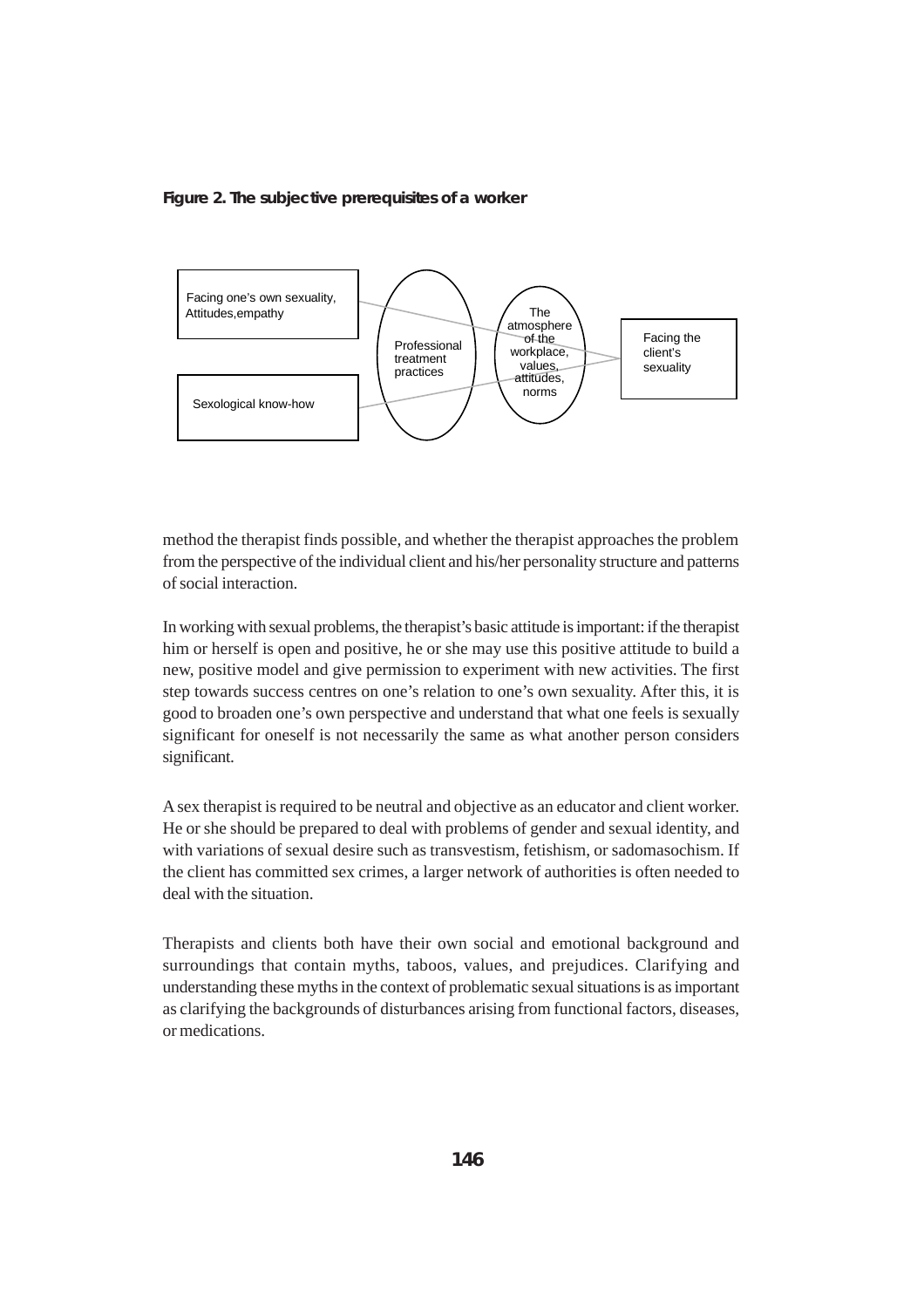**Figure 2. The subjective prerequisites of a worker**

Facing one's own sexuality, Attitudes, empathy

Sexological know-how

Professional treatment practices

The atmosphere of the workplace, values, attitudes, norms

Facing the client's sexuality

method the therapist finds possible, and whether the therapist approaches the problem from the perspective of the individual client and his/her personality structure and patterns of social interaction.

In working with sexual problems, the therapist's basic attitude is important: if the therapist him or herself is open and positive, he or she may use this positive attitude to build a new, positive model and give permission to experiment with new activities. The first step towards success centres on one's relation to one's own sexuality. After this, it is good to broaden one's own perspective and understand that what one feels is sexually significant for oneself is not necessarily the same as what another person considers significant.

A sex therapist is required to be neutral and objective as an educator and client worker. He or she should be prepared to deal with problems of gender and sexual identity, and with variations of sexual desire such as transvestism, fetishism, or sadomasochism. If the client has committed sex crimes, a larger network of authorities is often needed to deal with the situation.

Therapists and clients both have their own social and emotional background and surroundings that contain myths, taboos, values, and prejudices. Clarifying and understanding these myths in the context of problematic sexual situations is as important as clarifying the backgrounds of disturbances arising from functional factors, diseases, or medications.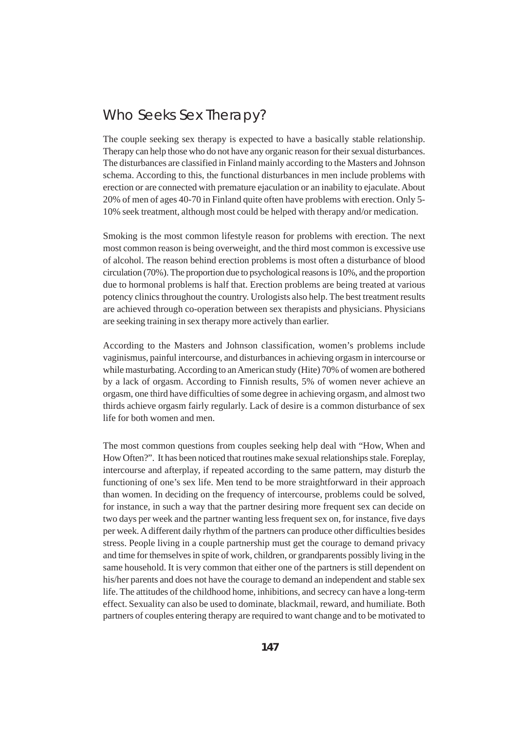## Who Seeks Sex Therapy?

The couple seeking sex therapy is expected to have a basically stable relationship. Therapy can help those who do not have any organic reason for their sexual disturbances. The disturbances are classified in Finland mainly according to the Masters and Johnson schema. According to this, the functional disturbances in men include problems with erection or are connected with premature ejaculation or an inability to ejaculate. About 20% of men of ages 40-70 in Finland quite often have problems with erection. Only 5-10% seek treatment, although most could be helped with therapy and/or medication.

Smoking is the most common lifestyle reason for problems with erection. The next most common reason is being overweight, and the third most common is excessive use of alcohol. The reason behind erection problems is most often a disturbance of blood circulation (70%). The proportion due to psychological reasons is 10%, and the proportion due to hormonal problems is half that. Erection problems are being treated at various potency clinics throughout the country. Urologists also help. The best treatment results are achieved through co-operation between sex therapists and physicians. Physicians are seeking training in sex therapy more actively than earlier.

According to the Masters and Johnson classification, women's problems include vaginismus, painful intercourse, and disturbances in achieving orgasm in intercourse or while masturbating. According to an American study (Hite) 70% of women are bothered by a lack of orgasm. According to Finnish results, 5% of women never achieve an orgasm, one third have difficulties of some degree in achieving orgasm, and almost two thirds achieve orgasm fairly regularly. Lack of desire is a common disturbance of sex life for both women and men.

The most common questions from couples seeking help deal with "How, When and How Often?". It has been noticed that routines make sexual relationships stale. Foreplay, intercourse and afterplay, if repeated according to the same pattern, may disturb the functioning of one's sex life. Men tend to be more straightforward in their approach than women. In deciding on the frequency of intercourse, problems could be solved, for instance, in such a way that the partner desiring more frequent sex can decide on two days per week and the partner wanting less frequent sex on, for instance, five days per week. A different daily rhythm of the partners can produce other difficulties besides stress. People living in a couple partnership must get the courage to demand privacy and time for themselves in spite of work, children, or grandparents possibly living in the same household. It is very common that either one of the partners is still dependent on his/her parents and does not have the courage to demand an independent and stable sex life. The attitudes of the childhood home, inhibitions, and secrecy can have a long-term effect. Sexuality can also be used to dominate, blackmail, reward, and humiliate. Both partners of couples entering therapy are required to want change and to be motivated to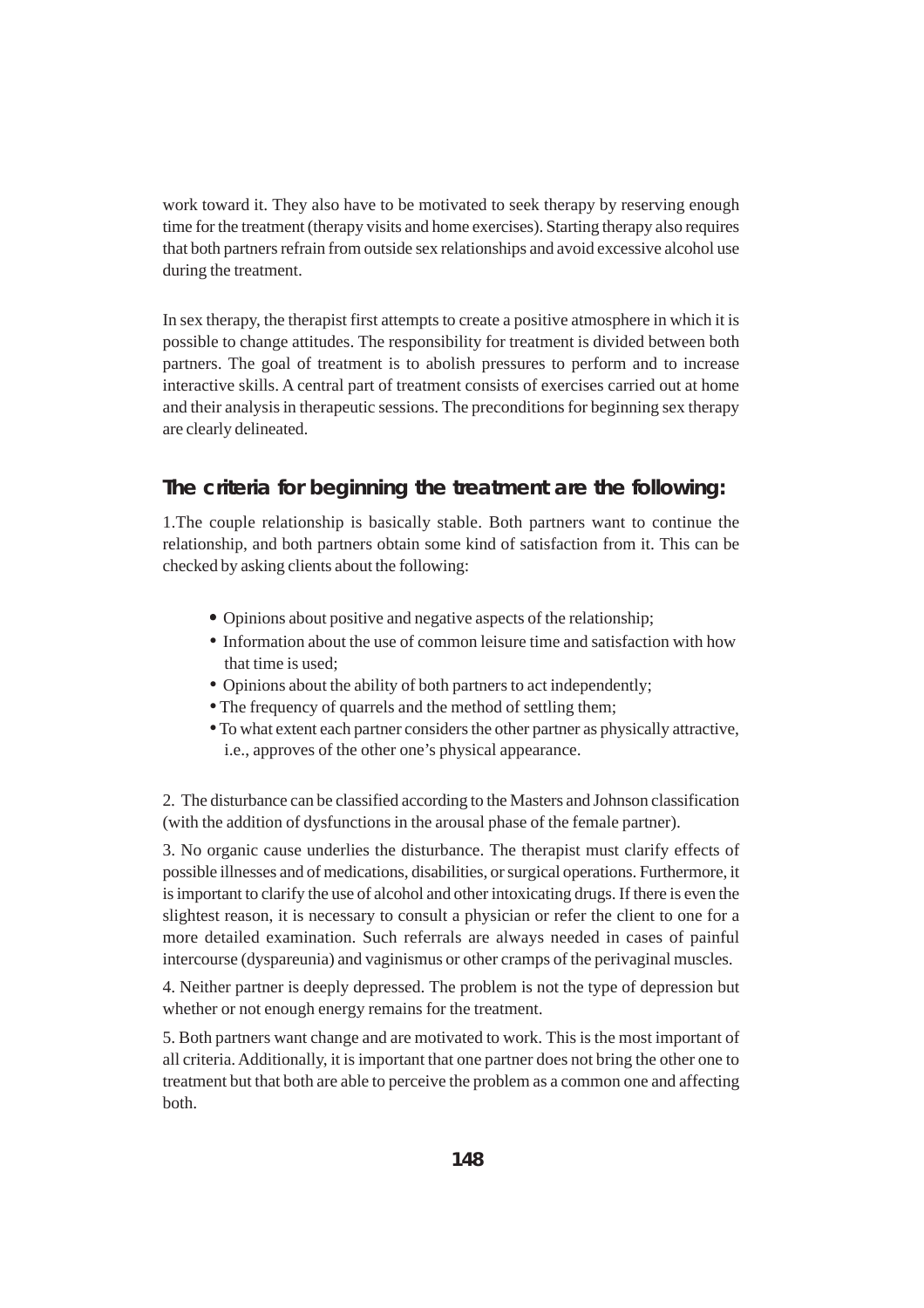work toward it. They also have to be motivated to seek therapy by reserving enough time for the treatment (therapy visits and home exercises). Starting therapy also requires that both partners refrain from outside sex relationships and avoid excessive alcohol use during the treatment.

In sex therapy, the therapist first attempts to create a positive atmosphere in which it is possible to change attitudes. The responsibility for treatment is divided between both partners. The goal of treatment is to abolish pressures to perform and to increase interactive skills. A central part of treatment consists of exercises carried out at home and their analysis in therapeutic sessions. The preconditions for beginning sex therapy are clearly delineated.

### The criteria for beginning the treatment are the following:

1.The couple relationship is basically stable. Both partners want to continue the relationship, and both partners obtain some kind of satisfaction from it. This can be checked by asking clients about the following:

- Opinions about positive and negative aspects of the relationship;
- Information about the use of common leisure time and satisfaction with how that time is used;
- Opinions about the ability of both partners to act independently;
- The frequency of quarrels and the method of settling them;
- To what extent each partner considers the other partner as physically attractive, i.e., approves of the other one's physical appearance.

2. The disturbance can be classified according to the Masters and Johnson classification (with the addition of dysfunctions in the arousal phase of the female partner).

3. No organic cause underlies the disturbance. The therapist must clarify effects of possible illnesses and of medications, disabilities, or surgical operations. Furthermore, it is important to clarify the use of alcohol and other intoxicating drugs. If there is even the slightest reason, it is necessary to consult a physician or refer the client to one for a more detailed examination. Such referrals are always needed in cases of painful intercourse (dyspareunia) and vaginismus or other cramps of the perivaginal muscles.

4. Neither partner is deeply depressed. The problem is not the type of depression but whether or not enough energy remains for the treatment.

5. Both partners want change and are motivated to work. This is the most important of all criteria. Additionally, it is important that one partner does not bring the other one to treatment but that both are able to perceive the problem as a common one and affecting both.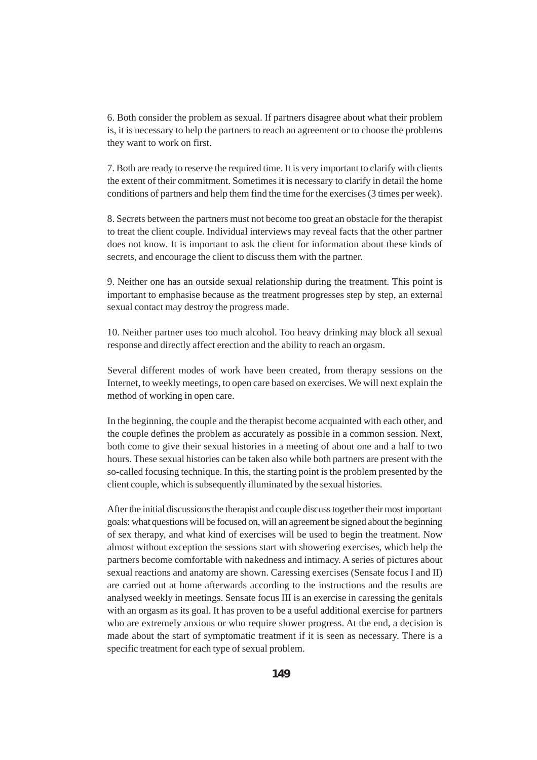6. Both consider the problem as sexual. If partners disagree about what their problem is, it is necessary to help the partners to reach an agreement or to choose the problems they want to work on first.

7. Both are ready to reserve the required time. It is very important to clarify with clients the extent of their commitment. Sometimes it is necessary to clarify in detail the home conditions of partners and help them find the time for the exercises (3 times per week).

8. Secrets between the partners must not become too great an obstacle for the therapist to treat the client couple. Individual interviews may reveal facts that the other partner does not know. It is important to ask the client for information about these kinds of secrets, and encourage the client to discuss them with the partner.

9. Neither one has an outside sexual relationship during the treatment. This point is important to emphasise because as the treatment progresses step by step, an external sexual contact may destroy the progress made.

10. Neither partner uses too much alcohol. Too heavy drinking may block all sexual response and directly affect erection and the ability to reach an orgasm.

Several different modes of work have been created, from therapy sessions on the Internet, to weekly meetings, to open care based on exercises. We will next explain the method of working in open care.

In the beginning, the couple and the therapist become acquainted with each other, and the couple defines the problem as accurately as possible in a common session. Next, both come to give their sexual histories in a meeting of about one and a half to two hours. These sexual histories can be taken also while both partners are present with the so-called focusing technique. In this, the starting point is the problem presented by the client couple, which is subsequently illuminated by the sexual histories.

After the initial discussions the therapist and couple discuss together their most important goals: what questions will be focused on, will an agreement be signed about the beginning of sex therapy, and what kind of exercises will be used to begin the treatment. Now almost without exception the sessions start with showering exercises, which help the partners become comfortable with nakedness and intimacy. A series of pictures about sexual reactions and anatomy are shown. Caressing exercises (Sensate focus I and II) are carried out at home afterwards according to the instructions and the results are analysed weekly in meetings. Sensate focus III is an exercise in caressing the genitals with an orgasm as its goal. It has proven to be a useful additional exercise for partners who are extremely anxious or who require slower progress. At the end, a decision is made about the start of symptomatic treatment if it is seen as necessary. There is a specific treatment for each type of sexual problem.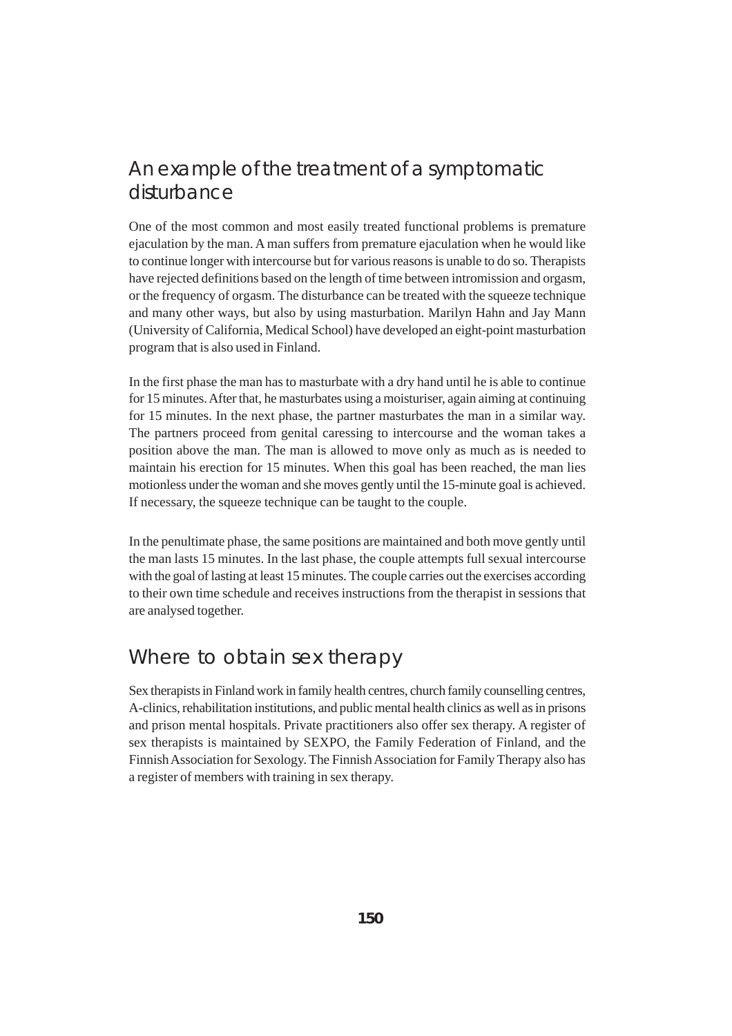## An example of the treatment of a symptomatic disturbance

One of the most common and most easily treated functional problems is premature ejaculation by the man. A man suffers from premature ejaculation when he would like to continue longer with intercourse but for various reasons is unable to do so. Therapists have rejected definitions based on the length of time between intromission and orgasm, or the frequency of orgasm. The disturbance can be treated with the squeeze technique and many other ways, but also by using masturbation. Marilyn Hahn and Jay Mann (University of California, Medical School) have developed an eight-point masturbation program that is also used in Finland.

In the first phase the man has to masturbate with a dry hand until he is able to continue for 15 minutes. After that, he masturbates using a moisturiser, again aiming at continuing for 15 minutes. In the next phase, the partner masturbates the man in a similar way. The partners proceed from genital caressing to intercourse and the woman takes a position above the man. The man is allowed to move only as much as is needed to maintain his erection for 15 minutes. When this goal has been reached, the man lies motionless under the woman and she moves gently until the 15-minute goal is achieved. If necessary, the squeeze technique can be taught to the couple.

In the penultimate phase, the same positions are maintained and both move gently until the man lasts 15 minutes. In the last phase, the couple attempts full sexual intercourse with the goal of lasting at least 15 minutes. The couple carries out the exercises according to their own time schedule and receives instructions from the therapist in sessions that are analysed together.

## Where to obtain sex therapy

Sex therapists in Finland work in family health centres, church family counselling centres, A-clinics, rehabilitation institutions, and public mental health clinics as well as in prisons and prison mental hospitals. Private practitioners also offer sex therapy. A register of sex therapists is maintained by SEXPO, the Family Federation of Finland, and the Finnish Association for Sexology. The Finnish Association for Family Therapy also has a register of members with training in sex therapy.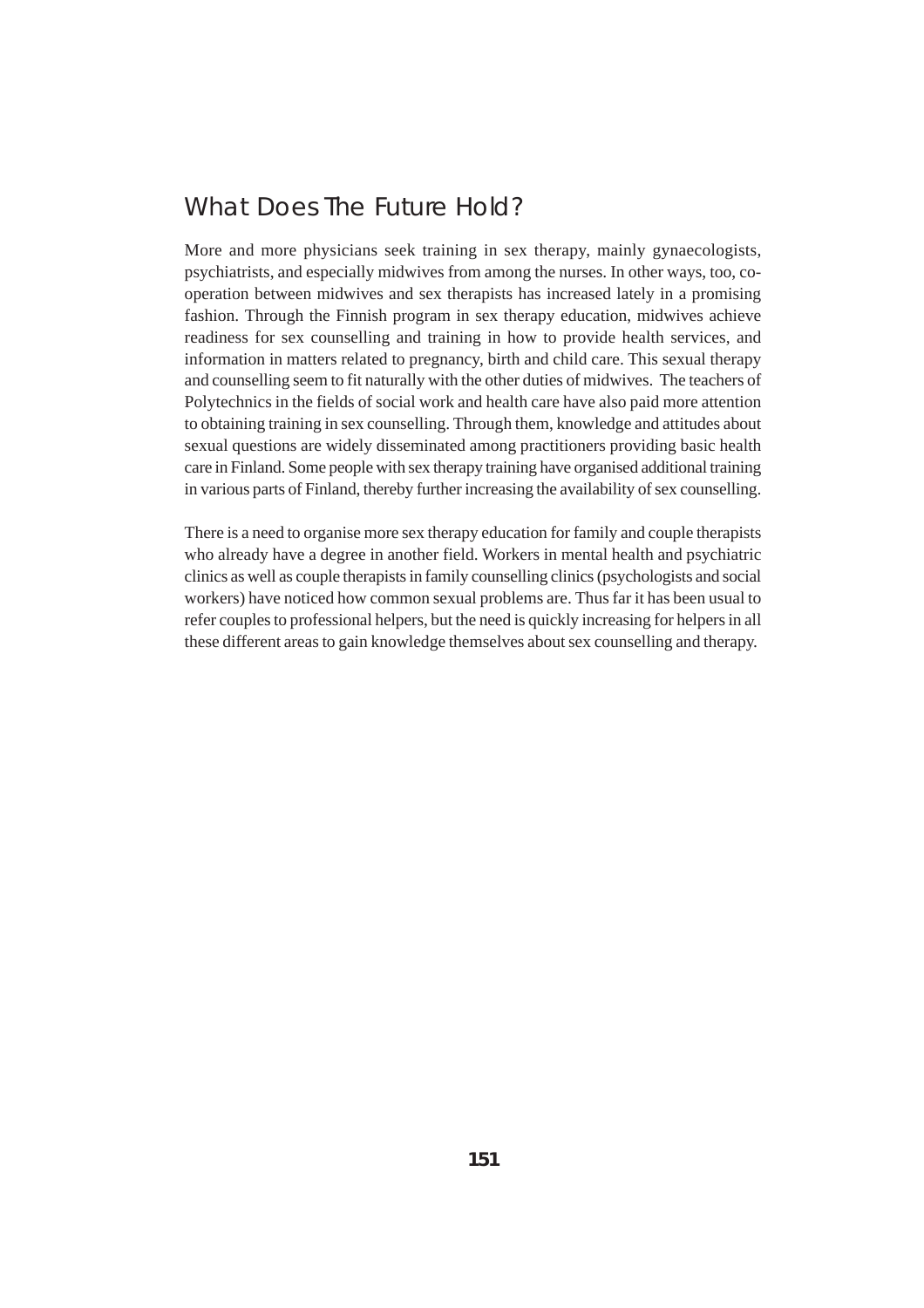## What Does The Future Hold?

More and more physicians seek training in sex therapy, mainly gynaecologists, psychiatrists, and especially midwives from among the nurses. In other ways, too, co-operation between midwives and sex therapists has increased lately in a promising fashion. Through the Finnish program in sex therapy education, midwives achieve readiness for sex counselling and training in how to provide health services, and information in matters related to pregnancy, birth and child care. This sexual therapy and counselling seem to fit naturally with the other duties of midwives. The teachers of Polytechnics in the fields of social work and health care have also paid more attention to obtaining training in sex counselling. Through them, knowledge and attitudes about sexual questions are widely disseminated among practitioners providing basic health care in Finland. Some people with sex therapy training have organised additional training in various parts of Finland, thereby further increasing the availability of sex counselling.

There is a need to organise more sex therapy education for family and couple therapists who already have a degree in another field. Workers in mental health and psychiatric clinics as well as couple therapists in family counselling clinics (psychologists and social workers) have noticed how common sexual problems are. Thus far it has been usual to refer couples to professional helpers, but the need is quickly increasing for helpers in all these different areas to gain knowledge themselves about sex counselling and therapy.